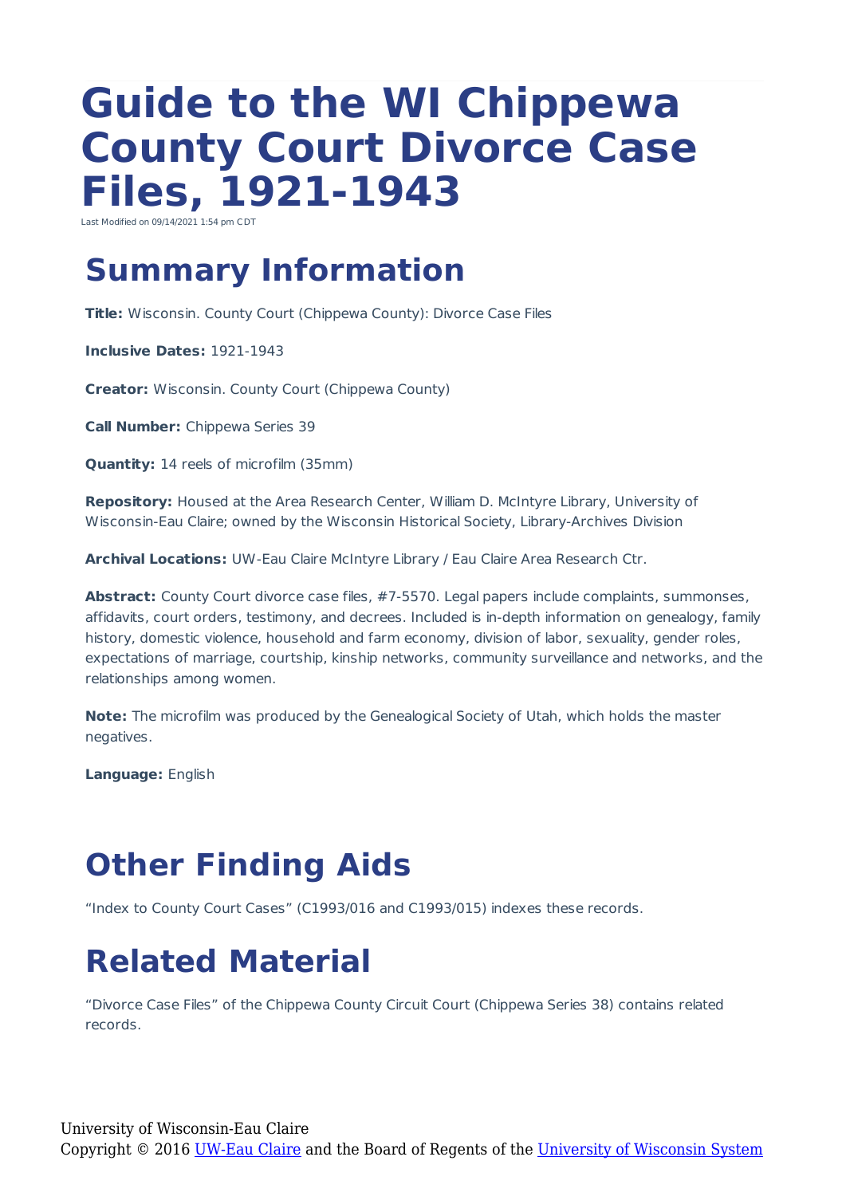# Guide to the WI Chippewa County Court Divorce Case Files, 1921-1943

Last Modified on 09/14/2021 1:54 pm CDT

## Summary Information

**Title:** Wisconsin. County Court (Chippewa County): Divorce Case Files

**Inclusive Dates:** 1921-1943

**Creator:** Wisconsin. County Court (Chippewa County)

**Call Number:** Chippewa Series 39

**Quantity:** 14 reels of microfilm (35mm)

**Repository:** Housed at the Area Research Center, William D. McIntyre Library, University of Wisconsin-Eau Claire; owned by the Wisconsin Historical Society, Library-Archives Division

**Archival Locations:** UW-Eau Claire McIntyre Library / Eau Claire Area Research Ctr.

**Abstract:** County Court divorce case files, #7-5570. Legal papers include complaints, summonses, affidavits, court orders, testimony, and decrees. Included is in-depth information on genealogy, family history, domestic violence, household and farm economy, division of labor, sexuality, gender roles, expectations of marriage, courtship, kinship networks, community surveillance and networks, and the relationships among women.

**Note:** The microfilm was produced by the Genealogical Society of Utah, which holds the master negatives.

**Language:** English

## Other Finding Aids

“Index to County Court Cases” (C1993/016 and C1993/015) indexes these records.

## Related Material

“Divorce Case Files” of the Chippewa County Circuit Court (Chippewa Series 38) contains related records.

University of Wisconsin-Eau Claire
Copyright © 2016 UW-Eau Claire and the Board of Regents of the University of Wisconsin System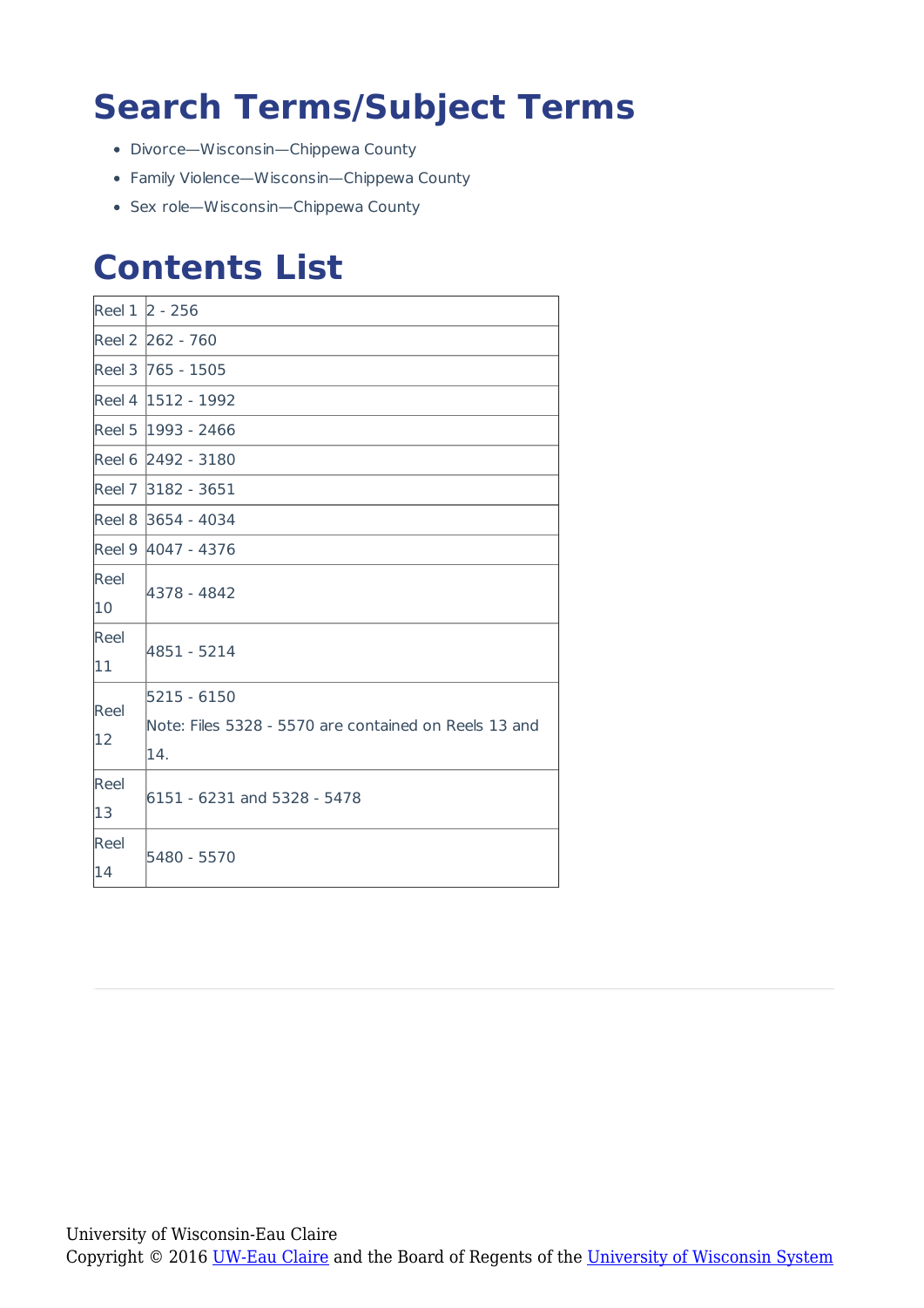# Search Terms/Subject Terms

- Divorce—Wisconsin—Chippewa County
- Family Violence—Wisconsin—Chippewa County
- Sex role—Wisconsin—Chippewa County

# Contents List

| | |
|---|---|
| Reel 1 | 2 - 256 |
| Reel 2 | 262 - 760 |
| Reel 3 | 765 - 1505 |
| Reel 4 | 1512 - 1992 |
| Reel 5 | 1993 - 2466 |
| Reel 6 | 2492 - 3180 |
| Reel 7 | 3182 - 3651 |
| Reel 8 | 3654 - 4034 |
| Reel 9 | 4047 - 4376 |
| Reel 10 | 4378 - 4842 |
| Reel 11 | 4851 - 5214 |
| Reel 12 | 5215 - 6150<br>Note: Files 5328 - 5570 are contained on Reels 13 and 14. |
| Reel 13 | 6151 - 6231 and 5328 - 5478 |
| Reel 14 | 5480 - 5570 |

University of Wisconsin-Eau Claire
Copyright © 2016 UW-Eau Claire and the Board of Regents of the University of Wisconsin System